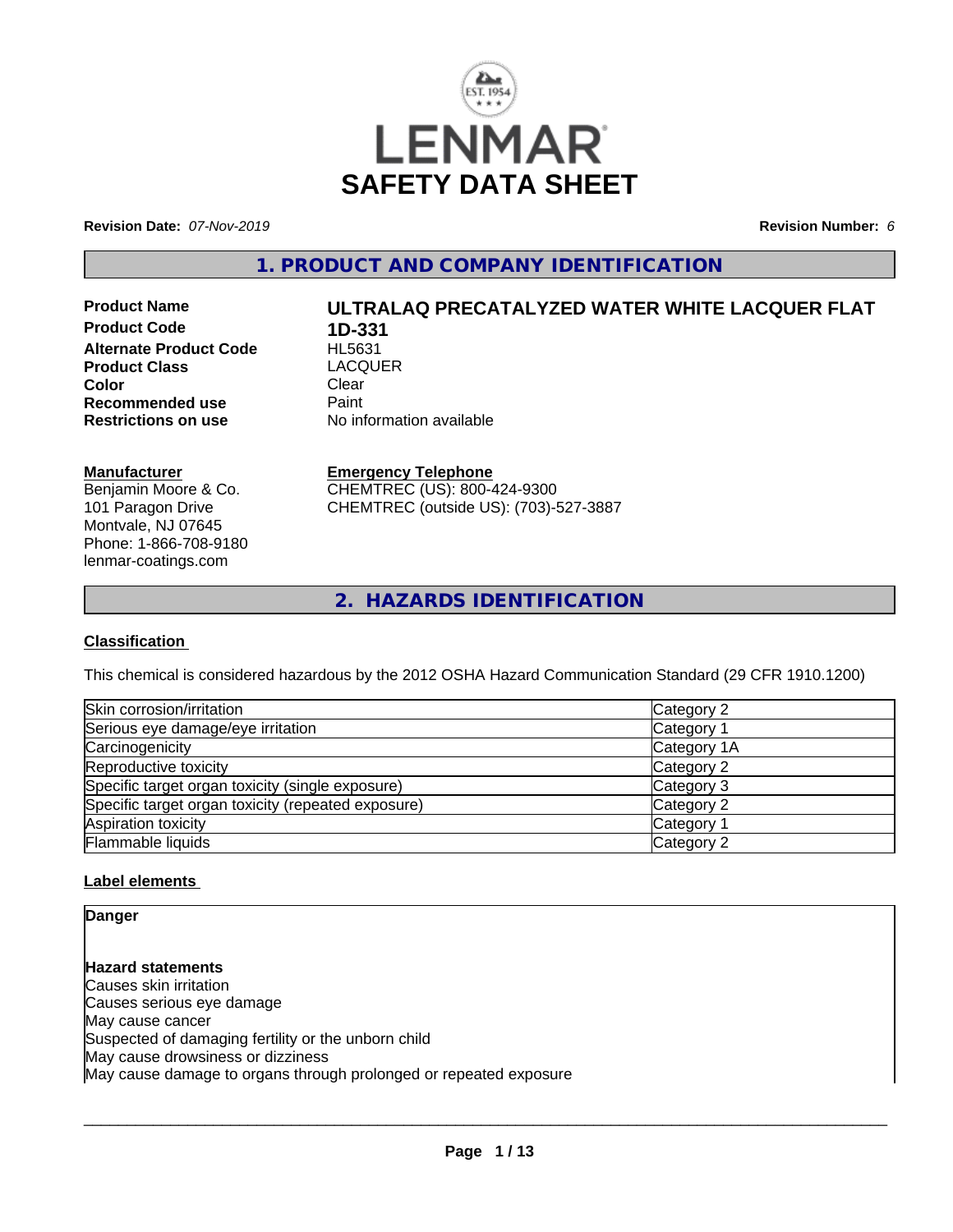# LENMAR SAFETY DATA SHEET

**Revision Date:** *07-Nov-2019*

**Revision Number:** *6*

## 1. PRODUCT AND COMPANY IDENTIFICATION

| | |
|---|---|
| **Product Name** | **ULTRALAQ PRECATALYZED WATER WHITE LACQUER FLAT** |
| **Product Code** | **1D-331** |
| **Alternate Product Code** | HL5631 |
| **Product Class** | LACQUER |
| **Color** | Clear |
| **Recommended use** | Paint |
| **Restrictions on use** | No information available |

**Manufacturer**
Benjamin Moore & Co.
101 Paragon Drive
Montvale, NJ 07645
Phone: 1-866-708-9180
lenmar-coatings.com

**Emergency Telephone**
CHEMTREC (US): 800-424-9300
CHEMTREC (outside US): (703)-527-3887

## 2. HAZARDS IDENTIFICATION

**Classification**

This chemical is considered hazardous by the 2012 OSHA Hazard Communication Standard (29 CFR 1910.1200)

| | |
|---|---|
| Skin corrosion/irritation | Category 2 |
| Serious eye damage/eye irritation | Category 1 |
| Carcinogenicity | Category 1A |
| Reproductive toxicity | Category 2 |
| Specific target organ toxicity (single exposure) | Category 3 |
| Specific target organ toxicity (repeated exposure) | Category 2 |
| Aspiration toxicity | Category 1 |
| Flammable liquids | Category 2 |

**Label elements**

**Danger**

**Hazard statements**
Causes skin irritation
Causes serious eye damage
May cause cancer
Suspected of damaging fertility or the unborn child
May cause drowsiness or dizziness
May cause damage to organs through prolonged or repeated exposure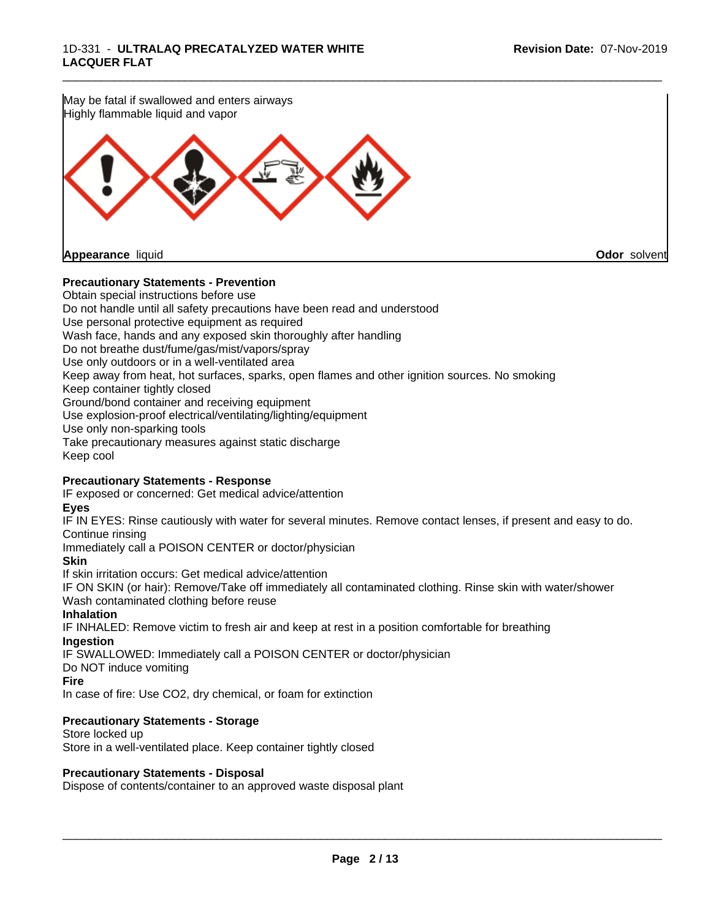May be fatal if swallowed and enters airways
Highly flammable liquid and vapor

**Appearance** liquid **Odor** solvent

**Precautionary Statements - Prevention**

Obtain special instructions before use
Do not handle until all safety precautions have been read and understood
Use personal protective equipment as required
Wash face, hands and any exposed skin thoroughly after handling
Do not breathe dust/fume/gas/mist/vapors/spray
Use only outdoors or in a well-ventilated area
Keep away from heat, hot surfaces, sparks, open flames and other ignition sources. No smoking
Keep container tightly closed
Ground/bond container and receiving equipment
Use explosion-proof electrical/ventilating/lighting/equipment
Use only non-sparking tools
Take precautionary measures against static discharge
Keep cool

**Precautionary Statements - Response**

IF exposed or concerned: Get medical advice/attention

**Eyes**

IF IN EYES: Rinse cautiously with water for several minutes. Remove contact lenses, if present and easy to do. Continue rinsing
Immediately call a POISON CENTER or doctor/physician

**Skin**

If skin irritation occurs: Get medical advice/attention
IF ON SKIN (or hair): Remove/Take off immediately all contaminated clothing. Rinse skin with water/shower
Wash contaminated clothing before reuse

**Inhalation**

IF INHALED: Remove victim to fresh air and keep at rest in a position comfortable for breathing

**Ingestion**

IF SWALLOWED: Immediately call a POISON CENTER or doctor/physician
Do NOT induce vomiting

**Fire**

In case of fire: Use CO2, dry chemical, or foam for extinction

**Precautionary Statements - Storage**

Store locked up
Store in a well-ventilated place. Keep container tightly closed

**Precautionary Statements - Disposal**

Dispose of contents/container to an approved waste disposal plant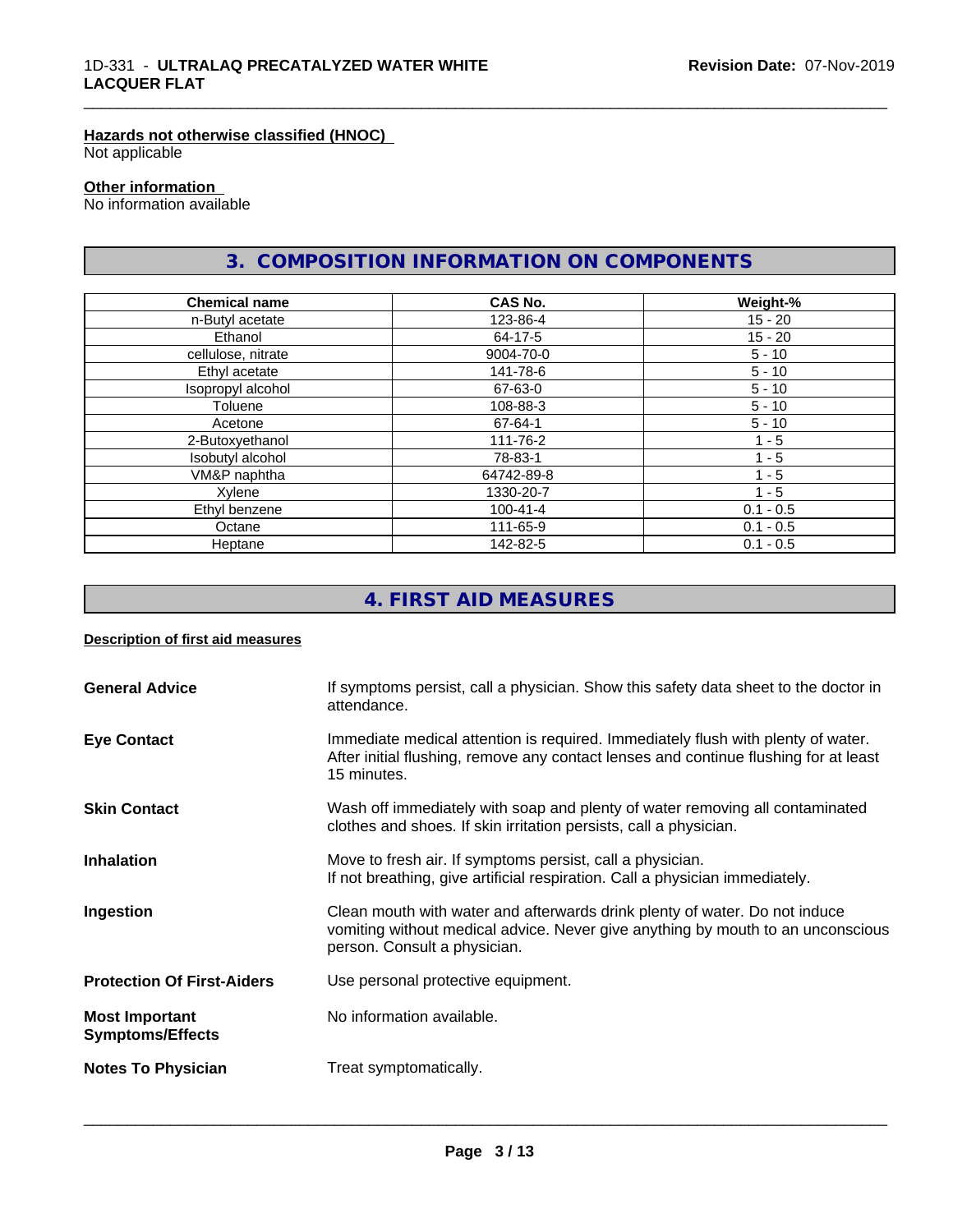#### Hazards not otherwise classified (HNOC)

Not applicable

#### Other information

No information available

## 3. COMPOSITION INFORMATION ON COMPONENTS

| Chemical name | CAS No. | Weight-% |
|---|---|---|
| n-Butyl acetate | 123-86-4 | 15 - 20 |
| Ethanol | 64-17-5 | 15 - 20 |
| cellulose, nitrate | 9004-70-0 | 5 - 10 |
| Ethyl acetate | 141-78-6 | 5 - 10 |
| Isopropyl alcohol | 67-63-0 | 5 - 10 |
| Toluene | 108-88-3 | 5 - 10 |
| Acetone | 67-64-1 | 5 - 10 |
| 2-Butoxyethanol | 111-76-2 | 1 - 5 |
| Isobutyl alcohol | 78-83-1 | 1 - 5 |
| VM&P naphtha | 64742-89-8 | 1 - 5 |
| Xylene | 1330-20-7 | 1 - 5 |
| Ethyl benzene | 100-41-4 | 0.1 - 0.5 |
| Octane | 111-65-9 | 0.1 - 0.5 |
| Heptane | 142-82-5 | 0.1 - 0.5 |

## 4. FIRST AID MEASURES

#### Description of first aid measures

**General Advice**
If symptoms persist, call a physician. Show this safety data sheet to the doctor in attendance.

**Eye Contact**
Immediate medical attention is required. Immediately flush with plenty of water. After initial flushing, remove any contact lenses and continue flushing for at least 15 minutes.

**Skin Contact**
Wash off immediately with soap and plenty of water removing all contaminated clothes and shoes. If skin irritation persists, call a physician.

**Inhalation**
Move to fresh air. If symptoms persist, call a physician.
If not breathing, give artificial respiration. Call a physician immediately.

**Ingestion**
Clean mouth with water and afterwards drink plenty of water. Do not induce vomiting without medical advice. Never give anything by mouth to an unconscious person. Consult a physician.

**Protection Of First-Aiders**
Use personal protective equipment.

**Most Important Symptoms/Effects**
No information available.

**Notes To Physician**
Treat symptomatically.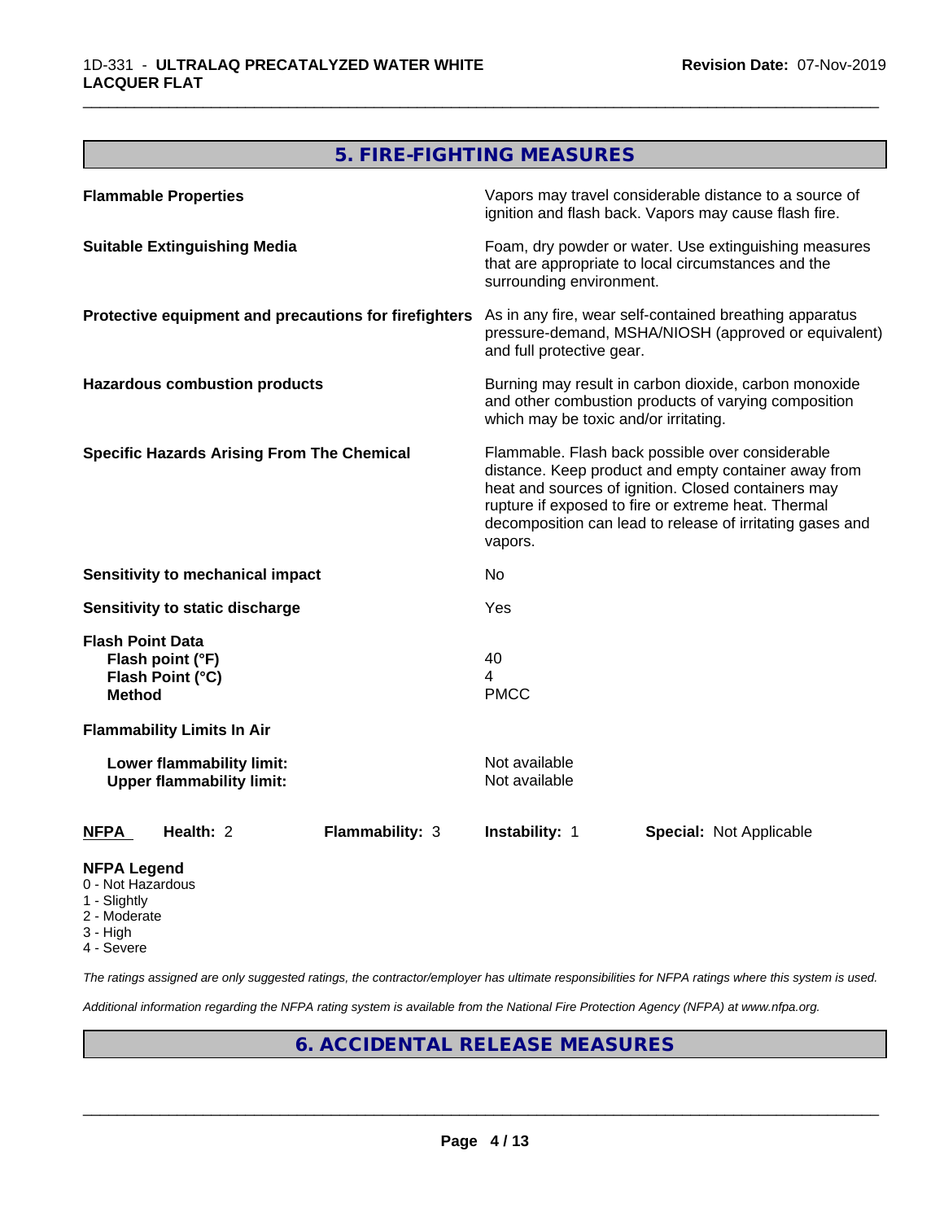## 5. FIRE-FIGHTING MEASURES

| | |
|---|---|
| **Flammable Properties** | Vapors may travel considerable distance to a source of ignition and flash back. Vapors may cause flash fire. |
| **Suitable Extinguishing Media** | Foam, dry powder or water. Use extinguishing measures that are appropriate to local circumstances and the surrounding environment. |
| **Protective equipment and precautions for firefighters** | As in any fire, wear self-contained breathing apparatus pressure-demand, MSHA/NIOSH (approved or equivalent) and full protective gear. |
| **Hazardous combustion products** | Burning may result in carbon dioxide, carbon monoxide and other combustion products of varying composition which may be toxic and/or irritating. |
| **Specific Hazards Arising From The Chemical** | Flammable. Flash back possible over considerable distance. Keep product and empty container away from heat and sources of ignition. Closed containers may rupture if exposed to fire or extreme heat. Thermal decomposition can lead to release of irritating gases and vapors. |
| **Sensitivity to mechanical impact** | No |
| **Sensitivity to static discharge** | Yes |

**Flash Point Data**

| | |
|---|---|
| **Flash point (°F)** | 40 |
| **Flash Point (°C)** | 4 |
| **Method** | PMCC |

**Flammability Limits In Air**

| | |
|---|---|
| **Lower flammability limit:** | Not available |
| **Upper flammability limit:** | Not available |

| **NFPA** | **Health:** 2 | **Flammability:** 3 | **Instability:** 1 | **Special:** Not Applicable |
|---|---|---|---|---|

**NFPA Legend**
0 - Not Hazardous
1 - Slightly
2 - Moderate
3 - High
4 - Severe

*The ratings assigned are only suggested ratings, the contractor/employer has ultimate responsibilities for NFPA ratings where this system is used.*

*Additional information regarding the NFPA rating system is available from the National Fire Protection Agency (NFPA) at www.nfpa.org.*

## 6. ACCIDENTAL RELEASE MEASURES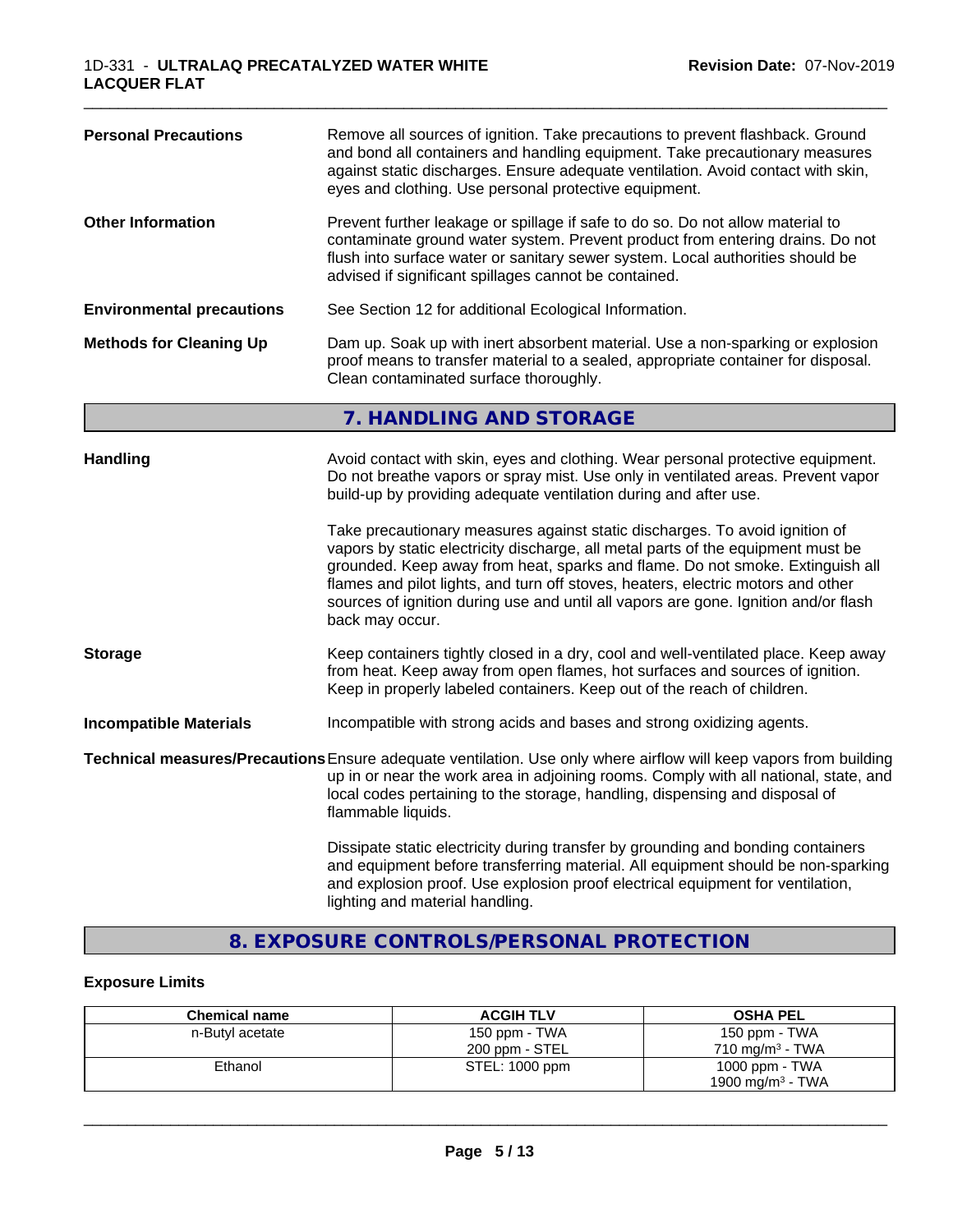**Personal Precautions** Remove all sources of ignition. Take precautions to prevent flashback. Ground and bond all containers and handling equipment. Take precautionary measures against static discharges. Ensure adequate ventilation. Avoid contact with skin, eyes and clothing. Use personal protective equipment.

**Other Information** Prevent further leakage or spillage if safe to do so. Do not allow material to contaminate ground water system. Prevent product from entering drains. Do not flush into surface water or sanitary sewer system. Local authorities should be advised if significant spillages cannot be contained.

**Environmental precautions** See Section 12 for additional Ecological Information.

**Methods for Cleaning Up** Dam up. Soak up with inert absorbent material. Use a non-sparking or explosion proof means to transfer material to a sealed, appropriate container for disposal. Clean contaminated surface thoroughly.

## 7. HANDLING AND STORAGE

**Handling** Avoid contact with skin, eyes and clothing. Wear personal protective equipment. Do not breathe vapors or spray mist. Use only in ventilated areas. Prevent vapor build-up by providing adequate ventilation during and after use.

Take precautionary measures against static discharges. To avoid ignition of vapors by static electricity discharge, all metal parts of the equipment must be grounded. Keep away from heat, sparks and flame. Do not smoke. Extinguish all flames and pilot lights, and turn off stoves, heaters, electric motors and other sources of ignition during use and until all vapors are gone. Ignition and/or flash back may occur.

**Storage** Keep containers tightly closed in a dry, cool and well-ventilated place. Keep away from heat. Keep away from open flames, hot surfaces and sources of ignition. Keep in properly labeled containers. Keep out of the reach of children.

**Incompatible Materials** Incompatible with strong acids and bases and strong oxidizing agents.

**Technical measures/Precautions** Ensure adequate ventilation. Use only where airflow will keep vapors from building up in or near the work area in adjoining rooms. Comply with all national, state, and local codes pertaining to the storage, handling, dispensing and disposal of flammable liquids.

Dissipate static electricity during transfer by grounding and bonding containers and equipment before transferring material. All equipment should be non-sparking and explosion proof. Use explosion proof electrical equipment for ventilation, lighting and material handling.

## 8. EXPOSURE CONTROLS/PERSONAL PROTECTION

### Exposure Limits

| Chemical name | ACGIH TLV | OSHA PEL |
|---|---|---|
| n-Butyl acetate | 150 ppm - TWA<br>200 ppm - STEL | 150 ppm - TWA<br>710 mg/m$^3$ - TWA |
| Ethanol | STEL: 1000 ppm | 1000 ppm - TWA<br>1900 mg/m$^3$ - TWA |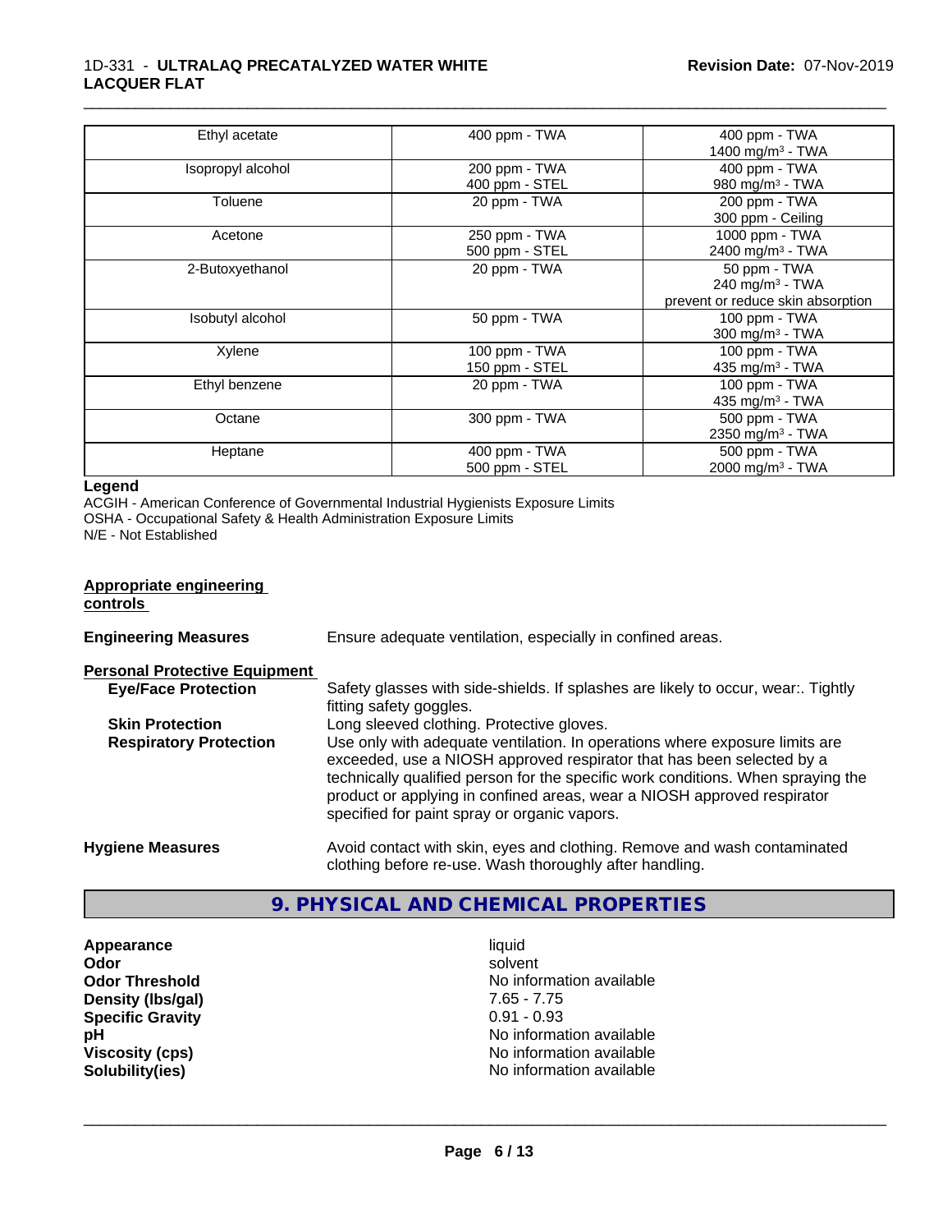| | | |
|---|---|---|
| Ethyl acetate | 400 ppm - TWA | 400 ppm - TWA<br>1400 mg/m³ - TWA |
| Isopropyl alcohol | 200 ppm - TWA<br>400 ppm - STEL | 400 ppm - TWA<br>980 mg/m³ - TWA |
| Toluene | 20 ppm - TWA | 200 ppm - TWA<br>300 ppm - Ceiling |
| Acetone | 250 ppm - TWA<br>500 ppm - STEL | 1000 ppm - TWA<br>2400 mg/m³ - TWA |
| 2-Butoxyethanol | 20 ppm - TWA | 50 ppm - TWA<br>240 mg/m³ - TWA<br>prevent or reduce skin absorption |
| Isobutyl alcohol | 50 ppm - TWA | 100 ppm - TWA<br>300 mg/m³ - TWA |
| Xylene | 100 ppm - TWA<br>150 ppm - STEL | 100 ppm - TWA<br>435 mg/m³ - TWA |
| Ethyl benzene | 20 ppm - TWA | 100 ppm - TWA<br>435 mg/m³ - TWA |
| Octane | 300 ppm - TWA | 500 ppm - TWA<br>2350 mg/m³ - TWA |
| Heptane | 400 ppm - TWA<br>500 ppm - STEL | 500 ppm - TWA<br>2000 mg/m³ - TWA |

**Legend**

ACGIH - American Conference of Governmental Industrial Hygienists Exposure Limits
OSHA - Occupational Safety & Health Administration Exposure Limits
N/E - Not Established

**Appropriate engineering controls**

**Engineering Measures** Ensure adequate ventilation, especially in confined areas.

**Personal Protective Equipment**

**Eye/Face Protection** Safety glasses with side-shields. If splashes are likely to occur, wear:. Tightly fitting safety goggles.

**Skin Protection** Long sleeved clothing. Protective gloves.

**Respiratory Protection** Use only with adequate ventilation. In operations where exposure limits are exceeded, use a NIOSH approved respirator that has been selected by a technically qualified person for the specific work conditions. When spraying the product or applying in confined areas, wear a NIOSH approved respirator specified for paint spray or organic vapors.

**Hygiene Measures** Avoid contact with skin, eyes and clothing. Remove and wash contaminated clothing before re-use. Wash thoroughly after handling.

## 9. PHYSICAL AND CHEMICAL PROPERTIES

| | |
|---|---|
| **Appearance** | liquid |
| **Odor** | solvent |
| **Odor Threshold** | No information available |
| **Density (lbs/gal)** | 7.65 - 7.75 |
| **Specific Gravity** | 0.91 - 0.93 |
| **pH** | No information available |
| **Viscosity (cps)** | No information available |
| **Solubility(ies)** | No information available |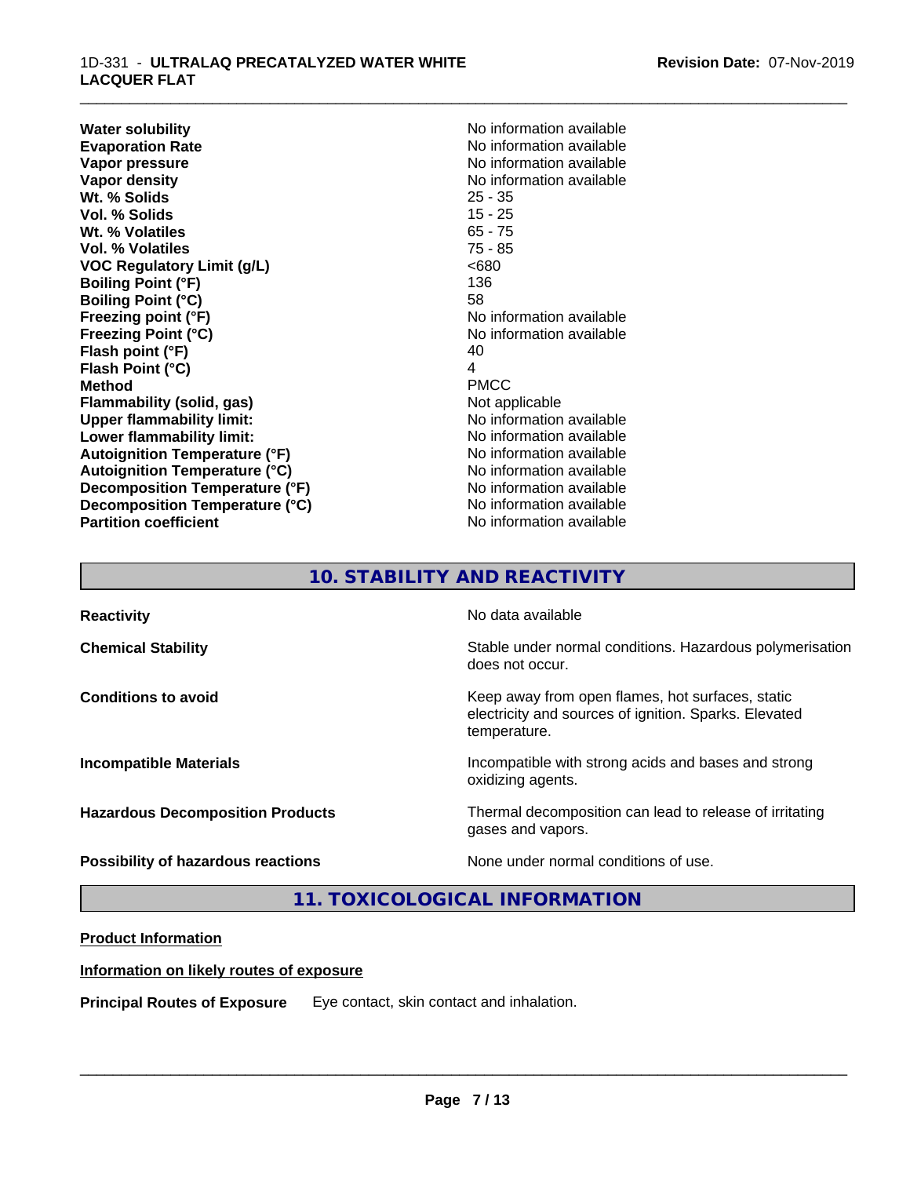| | |
|---|---|
| **Water solubility** | No information available |
| **Evaporation Rate** | No information available |
| **Vapor pressure** | No information available |
| **Vapor density** | No information available |
| **Wt. % Solids** | 25 - 35 |
| **Vol. % Solids** | 15 - 25 |
| **Wt. % Volatiles** | 65 - 75 |
| **Vol. % Volatiles** | 75 - 85 |
| **VOC Regulatory Limit (g/L)** | <680 |
| **Boiling Point (°F)** | 136 |
| **Boiling Point (°C)** | 58 |
| **Freezing point (°F)** | No information available |
| **Freezing Point (°C)** | No information available |
| **Flash point (°F)** | 40 |
| **Flash Point (°C)** | 4 |
| **Method** | PMCC |
| **Flammability (solid, gas)** | Not applicable |
| **Upper flammability limit:** | No information available |
| **Lower flammability limit:** | No information available |
| **Autoignition Temperature (°F)** | No information available |
| **Autoignition Temperature (°C)** | No information available |
| **Decomposition Temperature (°F)** | No information available |
| **Decomposition Temperature (°C)** | No information available |
| **Partition coefficient** | No information available |

## 10. STABILITY AND REACTIVITY

| | |
|---|---|
| **Reactivity** | No data available |
| **Chemical Stability** | Stable under normal conditions. Hazardous polymerisation does not occur. |
| **Conditions to avoid** | Keep away from open flames, hot surfaces, static electricity and sources of ignition. Sparks. Elevated temperature. |
| **Incompatible Materials** | Incompatible with strong acids and bases and strong oxidizing agents. |
| **Hazardous Decomposition Products** | Thermal decomposition can lead to release of irritating gases and vapors. |
| **Possibility of hazardous reactions** | None under normal conditions of use. |

## 11. TOXICOLOGICAL INFORMATION

**Product Information**

**Information on likely routes of exposure**

**Principal Routes of Exposure** Eye contact, skin contact and inhalation.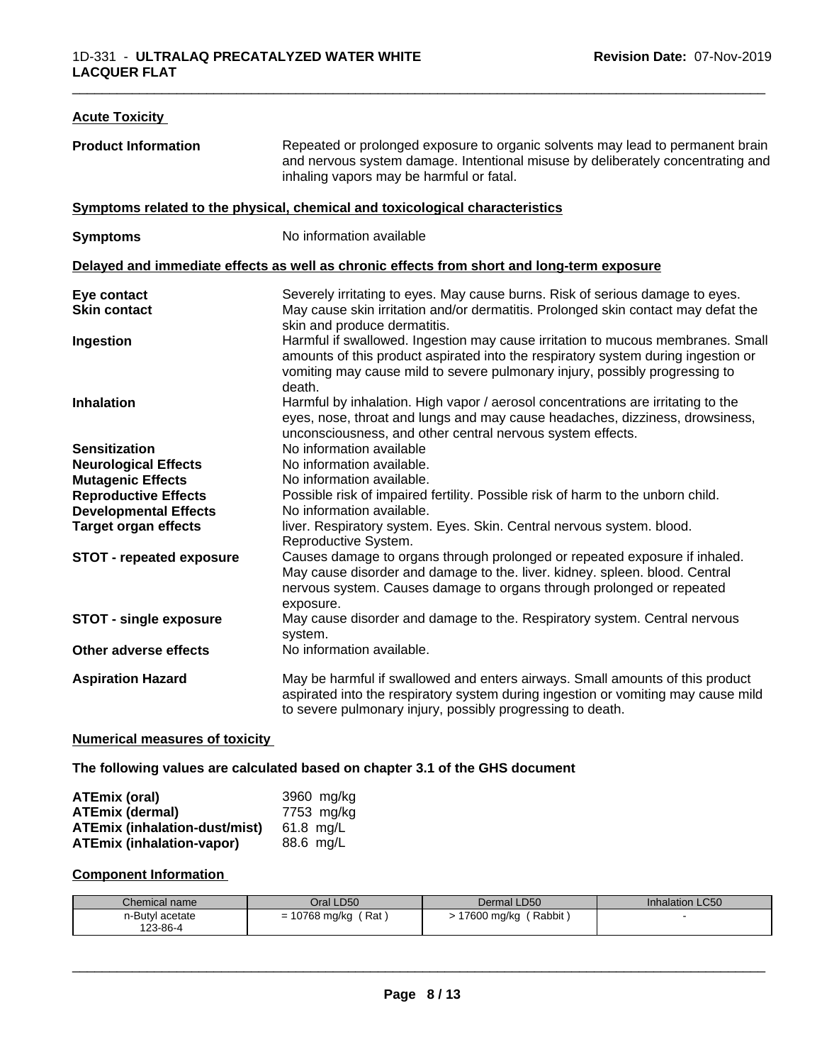**Acute Toxicity**

| | |
|---|---|
| **Product Information** | Repeated or prolonged exposure to organic solvents may lead to permanent brain and nervous system damage. Intentional misuse by deliberately concentrating and inhaling vapors may be harmful or fatal. |

**Symptoms related to the physical, chemical and toxicological characteristics**

| | |
|---|---|
| **Symptoms** | No information available |

**Delayed and immediate effects as well as chronic effects from short and long-term exposure**

| | |
|---|---|
| **Eye contact** | Severely irritating to eyes. May cause burns. Risk of serious damage to eyes. |
| **Skin contact** | May cause skin irritation and/or dermatitis. Prolonged skin contact may defat the skin and produce dermatitis. |
| **Ingestion** | Harmful if swallowed. Ingestion may cause irritation to mucous membranes. Small amounts of this product aspirated into the respiratory system during ingestion or vomiting may cause mild to severe pulmonary injury, possibly progressing to death. |
| **Inhalation** | Harmful by inhalation. High vapor / aerosol concentrations are irritating to the eyes, nose, throat and lungs and may cause headaches, dizziness, drowsiness, unconsciousness, and other central nervous system effects. |
| **Sensitization** | No information available |
| **Neurological Effects** | No information available. |
| **Mutagenic Effects** | No information available. |
| **Reproductive Effects** | Possible risk of impaired fertility. Possible risk of harm to the unborn child. |
| **Developmental Effects** | No information available. |
| **Target organ effects** | liver. Respiratory system. Eyes. Skin. Central nervous system. blood. Reproductive System. |
| **STOT - repeated exposure** | Causes damage to organs through prolonged or repeated exposure if inhaled. May cause disorder and damage to the. liver. kidney. spleen. blood. Central nervous system. Causes damage to organs through prolonged or repeated exposure. |
| **STOT - single exposure** | May cause disorder and damage to the. Respiratory system. Central nervous system. |
| **Other adverse effects** | No information available. |
| **Aspiration Hazard** | May be harmful if swallowed and enters airways. Small amounts of this product aspirated into the respiratory system during ingestion or vomiting may cause mild to severe pulmonary injury, possibly progressing to death. |

**Numerical measures of toxicity**

**The following values are calculated based on chapter 3.1 of the GHS document**

| | |
|---|---|
| **ATEmix (oral)** | 3960 mg/kg |
| **ATEmix (dermal)** | 7753 mg/kg |
| **ATEmix (inhalation-dust/mist)** | 61.8 mg/L |
| **ATEmix (inhalation-vapor)** | 88.6 mg/L |

**Component Information**

| Chemical name | Oral LD50 | Dermal LD50 | Inhalation LC50 |
|---|---|---|---|
| n-Butyl acetate<br>123-86-4 | = 10768 mg/kg ( Rat ) | > 17600 mg/kg ( Rabbit ) | - |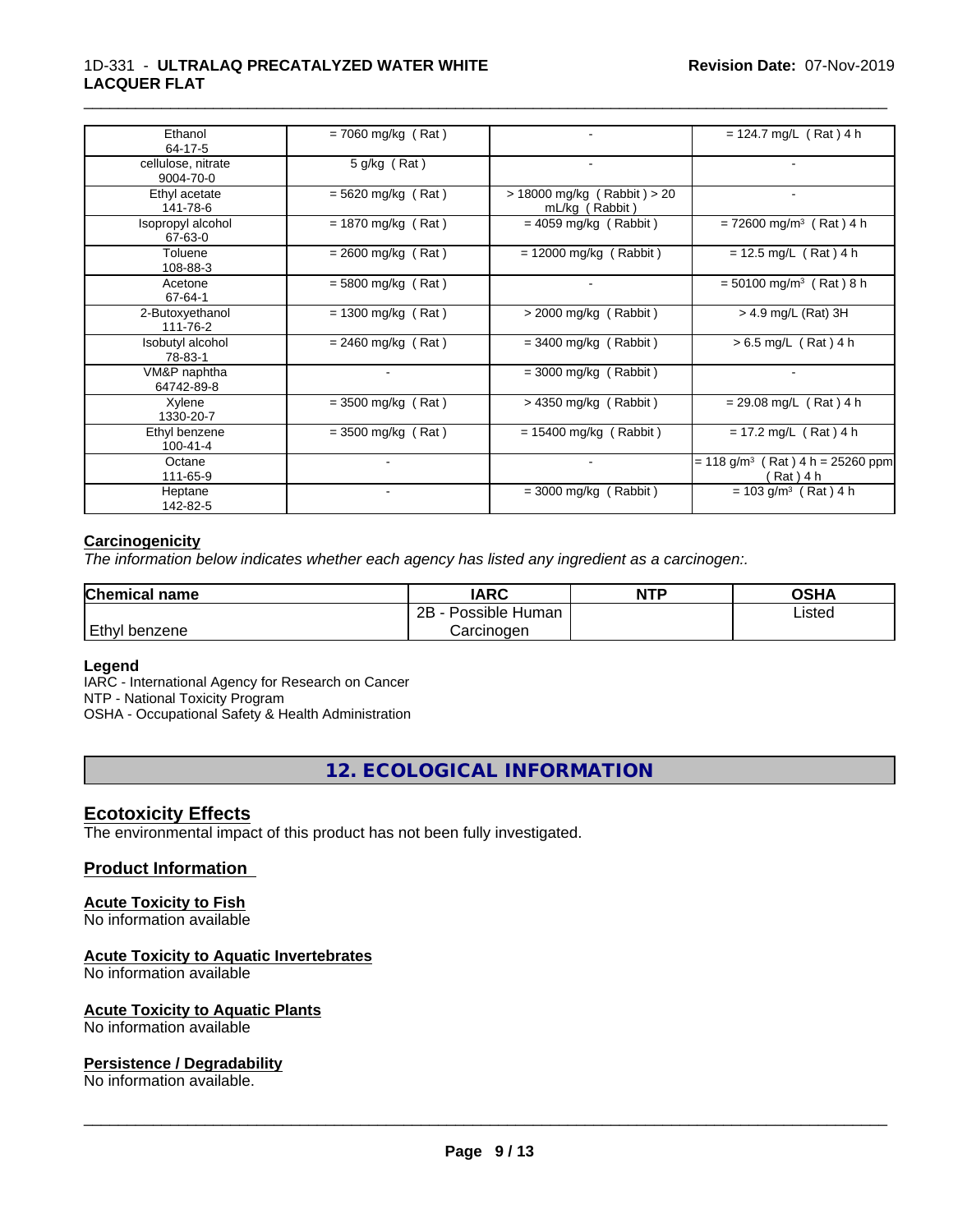| Ethanol 64-17-5 | = 7060 mg/kg ( Rat ) | - | = 124.7 mg/L ( Rat ) 4 h |
|---|---|---|---|
| cellulose, nitrate 9004-70-0 | 5 g/kg ( Rat ) | - | - |
| Ethyl acetate 141-78-6 | = 5620 mg/kg ( Rat ) | > 18000 mg/kg ( Rabbit ) > 20 mL/kg ( Rabbit ) | - |
| Isopropyl alcohol 67-63-0 | = 1870 mg/kg ( Rat ) | = 4059 mg/kg ( Rabbit ) | = 72600 mg/m³ ( Rat ) 4 h |
| Toluene 108-88-3 | = 2600 mg/kg ( Rat ) | = 12000 mg/kg ( Rabbit ) | = 12.5 mg/L ( Rat ) 4 h |
| Acetone 67-64-1 | = 5800 mg/kg ( Rat ) | - | = 50100 mg/m³ ( Rat ) 8 h |
| 2-Butoxyethanol 111-76-2 | = 1300 mg/kg ( Rat ) | > 2000 mg/kg ( Rabbit ) | > 4.9 mg/L (Rat) 3H |
| Isobutyl alcohol 78-83-1 | = 2460 mg/kg ( Rat ) | = 3400 mg/kg ( Rabbit ) | > 6.5 mg/L ( Rat ) 4 h |
| VM&P naphtha 64742-89-8 | - | = 3000 mg/kg ( Rabbit ) | - |
| Xylene 1330-20-7 | = 3500 mg/kg ( Rat ) | > 4350 mg/kg ( Rabbit ) | = 29.08 mg/L ( Rat ) 4 h |
| Ethyl benzene 100-41-4 | = 3500 mg/kg ( Rat ) | = 15400 mg/kg ( Rabbit ) | = 17.2 mg/L ( Rat ) 4 h |
| Octane 111-65-9 | - | - | = 118 g/m³ ( Rat ) 4 h = 25260 ppm ( Rat ) 4 h |
| Heptane 142-82-5 | - | = 3000 mg/kg ( Rabbit ) | = 103 g/m³ ( Rat ) 4 h |

**Carcinogenicity**

*The information below indicates whether each agency has listed any ingredient as a carcinogen:.*

| Chemical name | IARC | NTP | OSHA |
|---|---|---|---|
| Ethyl benzene | 2B - Possible Human Carcinogen | | Listed |

**Legend**

IARC - International Agency for Research on Cancer
NTP - National Toxicity Program
OSHA - Occupational Safety & Health Administration

## 12. ECOLOGICAL INFORMATION

### Ecotoxicity Effects

The environmental impact of this product has not been fully investigated.

### Product Information

**Acute Toxicity to Fish**
No information available

**Acute Toxicity to Aquatic Invertebrates**
No information available

**Acute Toxicity to Aquatic Plants**
No information available

**Persistence / Degradability**
No information available.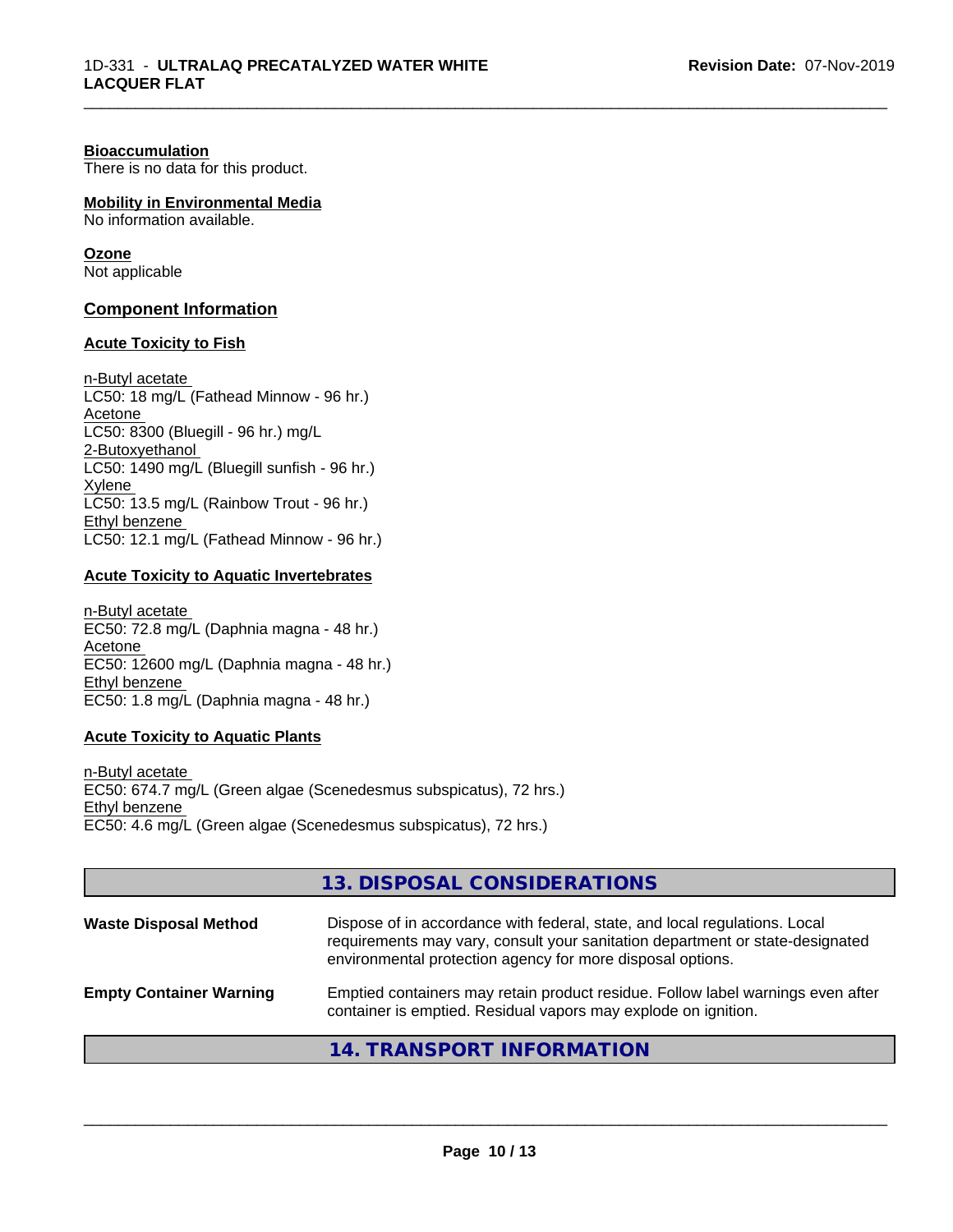**Bioaccumulation**
There is no data for this product.

**Mobility in Environmental Media**
No information available.

**Ozone**
Not applicable

## Component Information

### Acute Toxicity to Fish

n-Butyl acetate
LC50: 18 mg/L (Fathead Minnow - 96 hr.)
Acetone
LC50: 8300 (Bluegill - 96 hr.) mg/L
2-Butoxyethanol
LC50: 1490 mg/L (Bluegill sunfish - 96 hr.)
Xylene
LC50: 13.5 mg/L (Rainbow Trout - 96 hr.)
Ethyl benzene
LC50: 12.1 mg/L (Fathead Minnow - 96 hr.)

### Acute Toxicity to Aquatic Invertebrates

n-Butyl acetate
EC50: 72.8 mg/L (Daphnia magna - 48 hr.)
Acetone
EC50: 12600 mg/L (Daphnia magna - 48 hr.)
Ethyl benzene
EC50: 1.8 mg/L (Daphnia magna - 48 hr.)

### Acute Toxicity to Aquatic Plants

n-Butyl acetate
EC50: 674.7 mg/L (Green algae (Scenedesmus subspicatus), 72 hrs.)
Ethyl benzene
EC50: 4.6 mg/L (Green algae (Scenedesmus subspicatus), 72 hrs.)

## 13. DISPOSAL CONSIDERATIONS

| | |
|---|---|
| **Waste Disposal Method** | Dispose of in accordance with federal, state, and local regulations. Local requirements may vary, consult your sanitation department or state-designated environmental protection agency for more disposal options. |
| **Empty Container Warning** | Emptied containers may retain product residue. Follow label warnings even after container is emptied. Residual vapors may explode on ignition. |

## 14. TRANSPORT INFORMATION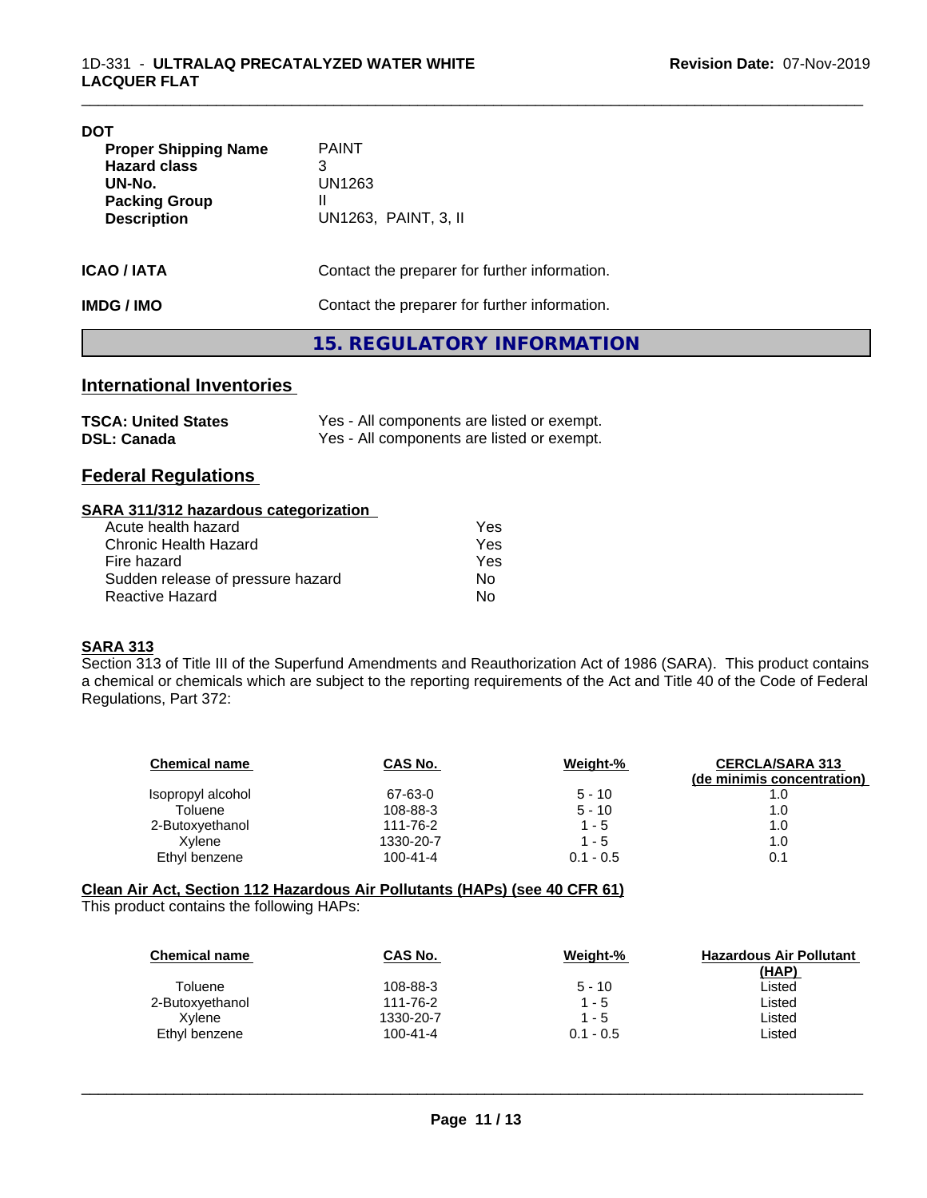**DOT**

| | |
|---|---|
| **Proper Shipping Name** | PAINT |
| **Hazard class** | 3 |
| **UN-No.** | UN1263 |
| **Packing Group** | II |
| **Description** | UN1263, PAINT, 3, II |

**ICAO / IATA** Contact the preparer for further information.

**IMDG / IMO** Contact the preparer for further information.

## 15. REGULATORY INFORMATION

### International Inventories

| | |
|---|---|
| **TSCA: United States** | Yes - All components are listed or exempt. |
| **DSL: Canada** | Yes - All components are listed or exempt. |

### Federal Regulations

**SARA 311/312 hazardous categorization**

| | |
|---|---|
| Acute health hazard | Yes |
| Chronic Health Hazard | Yes |
| Fire hazard | Yes |
| Sudden release of pressure hazard | No |
| Reactive Hazard | No |

**SARA 313**

Section 313 of Title III of the Superfund Amendments and Reauthorization Act of 1986 (SARA). This product contains a chemical or chemicals which are subject to the reporting requirements of the Act and Title 40 of the Code of Federal Regulations, Part 372:

| Chemical name | CAS No. | Weight-% | CERCLA/SARA 313 (de minimis concentration) |
|---|---|---|---|
| Isopropyl alcohol | 67-63-0 | 5 - 10 | 1.0 |
| Toluene | 108-88-3 | 5 - 10 | 1.0 |
| 2-Butoxyethanol | 111-76-2 | 1 - 5 | 1.0 |
| Xylene | 1330-20-7 | 1 - 5 | 1.0 |
| Ethyl benzene | 100-41-4 | 0.1 - 0.5 | 0.1 |

**Clean Air Act, Section 112 Hazardous Air Pollutants (HAPs) (see 40 CFR 61)**

This product contains the following HAPs:

| Chemical name | CAS No. | Weight-% | Hazardous Air Pollutant (HAP) |
|---|---|---|---|
| Toluene | 108-88-3 | 5 - 10 | Listed |
| 2-Butoxyethanol | 111-76-2 | 1 - 5 | Listed |
| Xylene | 1330-20-7 | 1 - 5 | Listed |
| Ethyl benzene | 100-41-4 | 0.1 - 0.5 | Listed |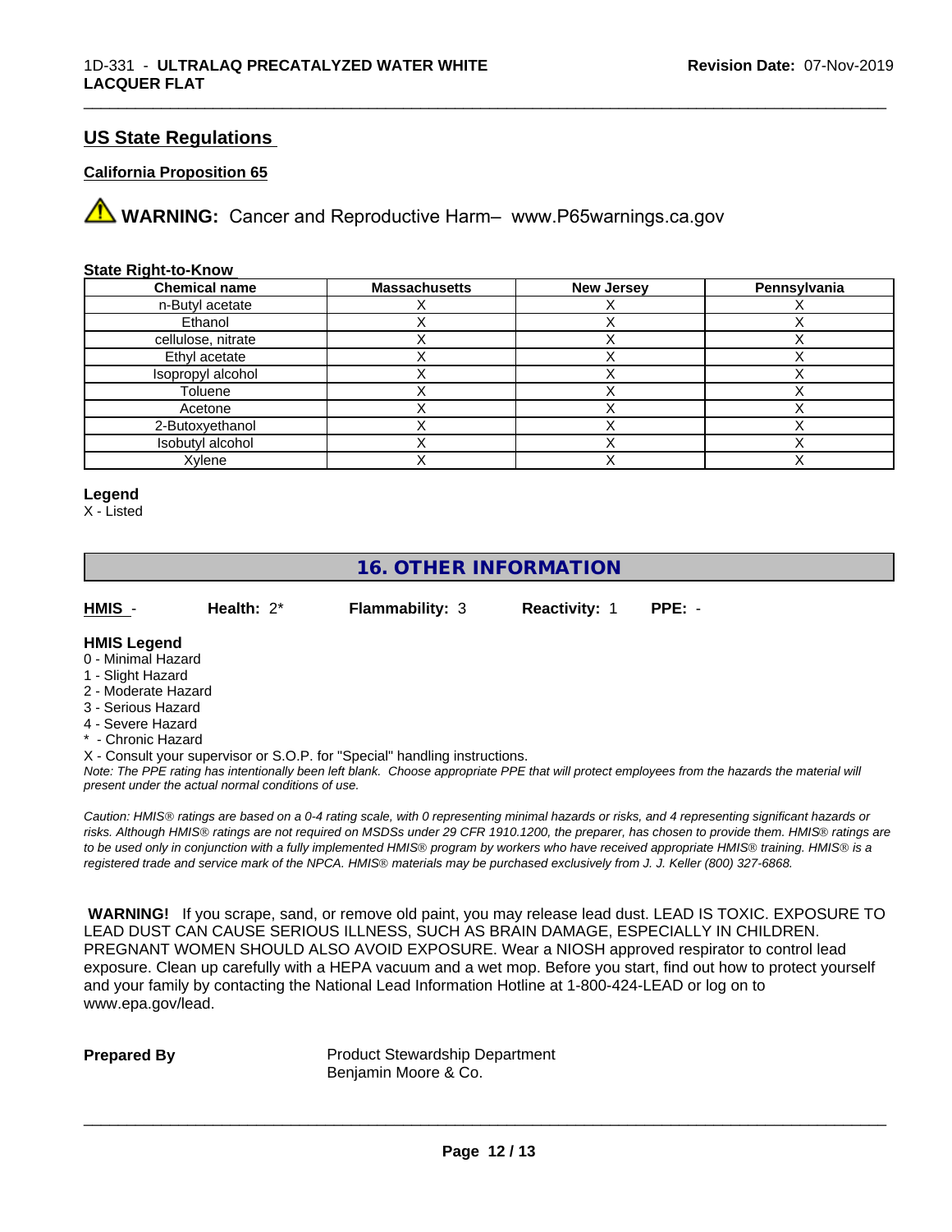## US State Regulations

### California Proposition 65

⚠ **WARNING:** Cancer and Reproductive Harm– www.P65warnings.ca.gov

### State Right-to-Know

| Chemical name | Massachusetts | New Jersey | Pennsylvania |
|---|---|---|---|
| n-Butyl acetate | X | X | X |
| Ethanol | X | X | X |
| cellulose, nitrate | X | X | X |
| Ethyl acetate | X | X | X |
| Isopropyl alcohol | X | X | X |
| Toluene | X | X | X |
| Acetone | X | X | X |
| 2-Butoxyethanol | X | X | X |
| Isobutyl alcohol | X | X | X |
| Xylene | X | X | X |

**Legend**

X - Listed

## 16. OTHER INFORMATION

**HMIS** - **Health:** 2* **Flammability:** 3 **Reactivity:** 1 **PPE:** -

**HMIS Legend**

0 - Minimal Hazard
1 - Slight Hazard
2 - Moderate Hazard
3 - Serious Hazard
4 - Severe Hazard
* - Chronic Hazard
X - Consult your supervisor or S.O.P. for "Special" handling instructions.

*Note: The PPE rating has intentionally been left blank. Choose appropriate PPE that will protect employees from the hazards the material will present under the actual normal conditions of use.*

*Caution: HMIS® ratings are based on a 0-4 rating scale, with 0 representing minimal hazards or risks, and 4 representing significant hazards or risks. Although HMIS® ratings are not required on MSDSs under 29 CFR 1910.1200, the preparer, has chosen to provide them. HMIS® ratings are to be used only in conjunction with a fully implemented HMIS® program by workers who have received appropriate HMIS® training. HMIS® is a registered trade and service mark of the NPCA. HMIS® materials may be purchased exclusively from J. J. Keller (800) 327-6868.*

**WARNING!** If you scrape, sand, or remove old paint, you may release lead dust. LEAD IS TOXIC. EXPOSURE TO LEAD DUST CAN CAUSE SERIOUS ILLNESS, SUCH AS BRAIN DAMAGE, ESPECIALLY IN CHILDREN. PREGNANT WOMEN SHOULD ALSO AVOID EXPOSURE. Wear a NIOSH approved respirator to control lead exposure. Clean up carefully with a HEPA vacuum and a wet mop. Before you start, find out how to protect yourself and your family by contacting the National Lead Information Hotline at 1-800-424-LEAD or log on to www.epa.gov/lead.

**Prepared By** Product Stewardship Department
Benjamin Moore & Co.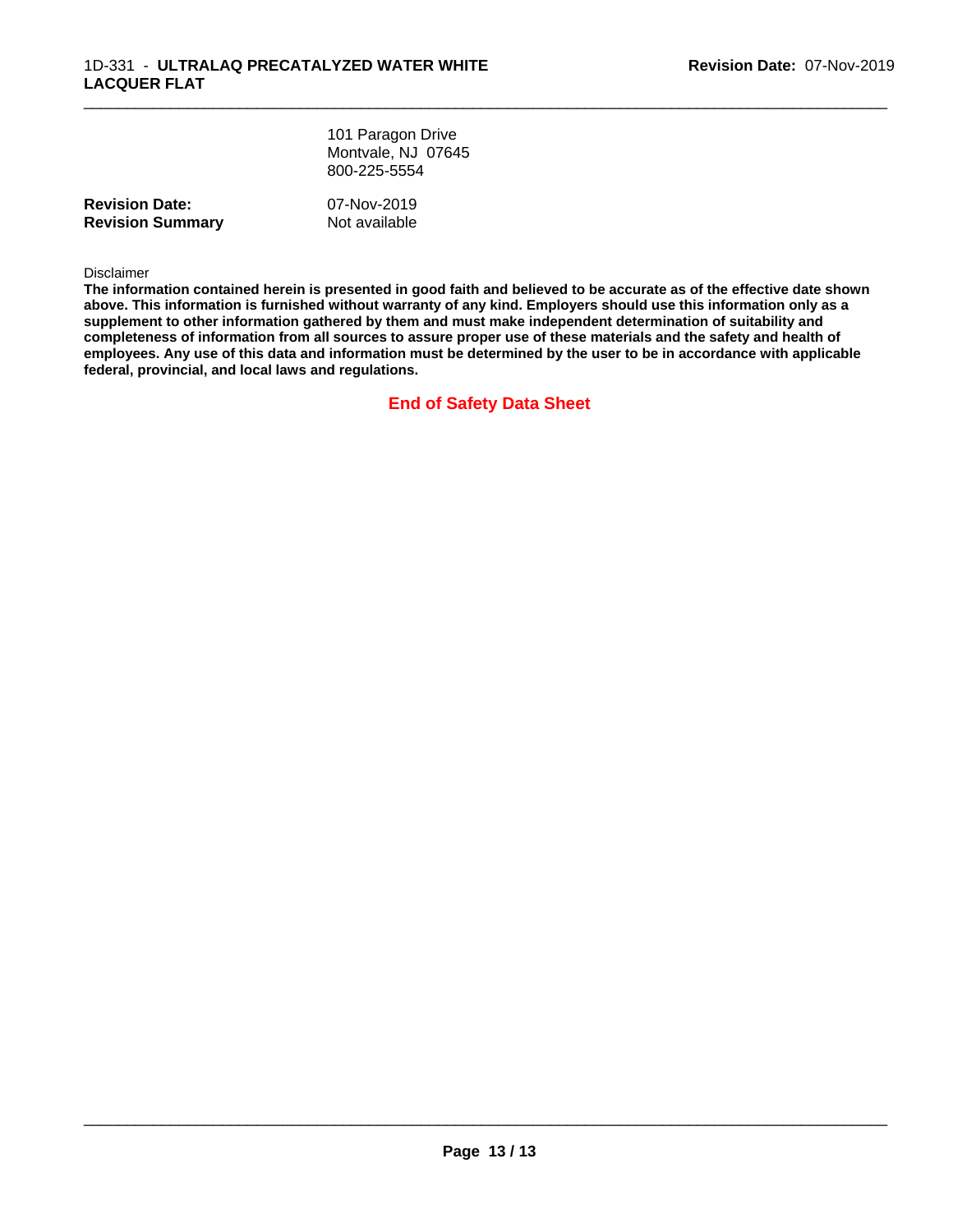101 Paragon Drive
Montvale, NJ 07645
800-225-5554

| | |
|---|---|
| **Revision Date:** | 07-Nov-2019 |
| **Revision Summary** | Not available |

Disclaimer

**The information contained herein is presented in good faith and believed to be accurate as of the effective date shown above. This information is furnished without warranty of any kind. Employers should use this information only as a supplement to other information gathered by them and must make independent determination of suitability and completeness of information from all sources to assure proper use of these materials and the safety and health of employees. Any use of this data and information must be determined by the user to be in accordance with applicable federal, provincial, and local laws and regulations.**

**End of Safety Data Sheet**